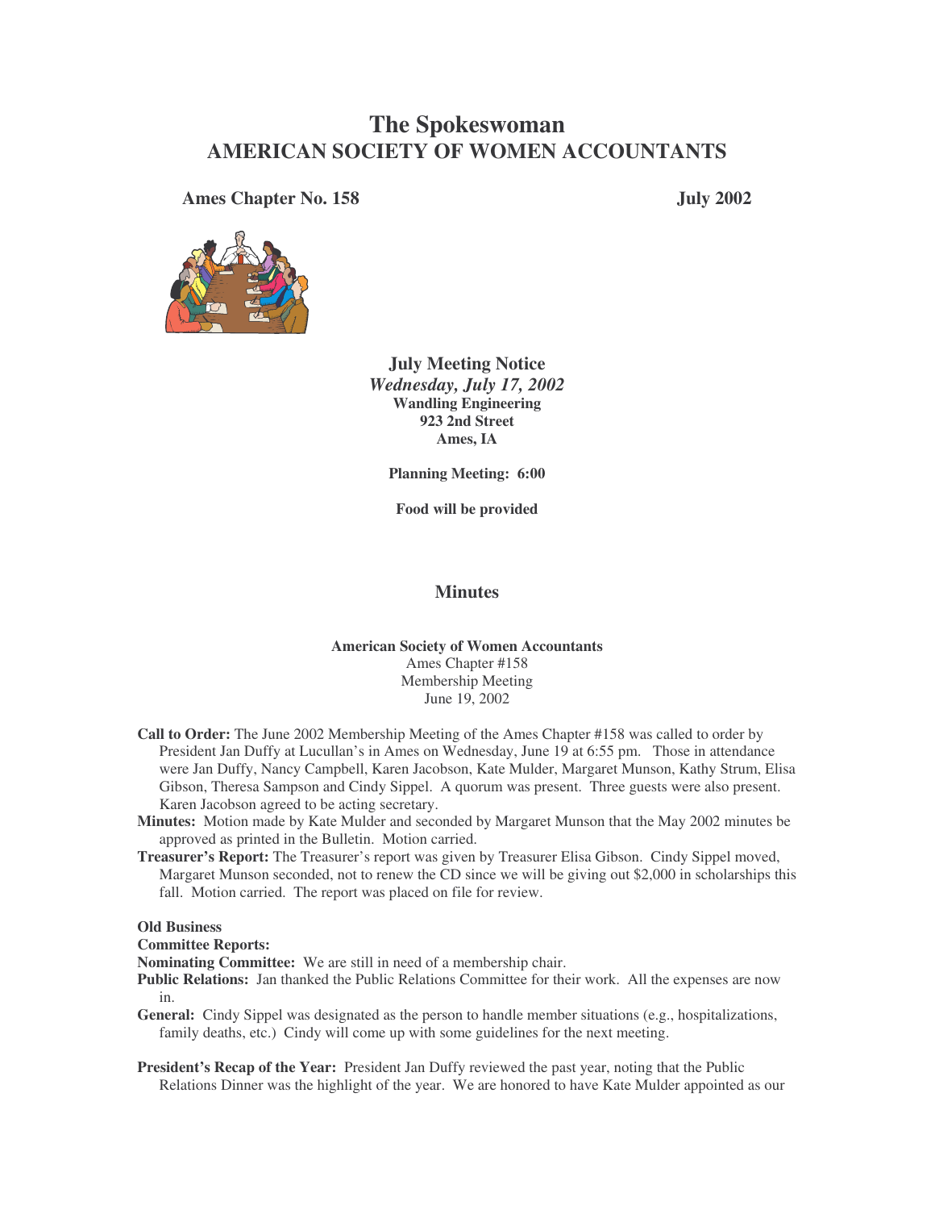# The Spokeswoman
## AMERICAN SOCIETY OF WOMEN ACCOUNTANTS

**Ames Chapter No. 158** **July 2002**

**July Meeting Notice**
***Wednesday, July 17, 2002***
**Wandling Engineering**
**923 2nd Street**
**Ames, IA**

**Planning Meeting: 6:00**

**Food will be provided**

## Minutes

**American Society of Women Accountants**
Ames Chapter #158
Membership Meeting
June 19, 2002

**Call to Order:** The June 2002 Membership Meeting of the Ames Chapter #158 was called to order by President Jan Duffy at Lucullan's in Ames on Wednesday, June 19 at 6:55 pm. Those in attendance were Jan Duffy, Nancy Campbell, Karen Jacobson, Kate Mulder, Margaret Munson, Kathy Strum, Elisa Gibson, Theresa Sampson and Cindy Sippel. A quorum was present. Three guests were also present. Karen Jacobson agreed to be acting secretary.

**Minutes:** Motion made by Kate Mulder and seconded by Margaret Munson that the May 2002 minutes be approved as printed in the Bulletin. Motion carried.

**Treasurer's Report:** The Treasurer's report was given by Treasurer Elisa Gibson. Cindy Sippel moved, Margaret Munson seconded, not to renew the CD since we will be giving out $2,000 in scholarships this fall. Motion carried. The report was placed on file for review.

**Old Business**

**Committee Reports:**

**Nominating Committee:** We are still in need of a membership chair.

**Public Relations:** Jan thanked the Public Relations Committee for their work. All the expenses are now in.

**General:** Cindy Sippel was designated as the person to handle member situations (e.g., hospitalizations, family deaths, etc.) Cindy will come up with some guidelines for the next meeting.

**President's Recap of the Year:** President Jan Duffy reviewed the past year, noting that the Public Relations Dinner was the highlight of the year. We are honored to have Kate Mulder appointed as our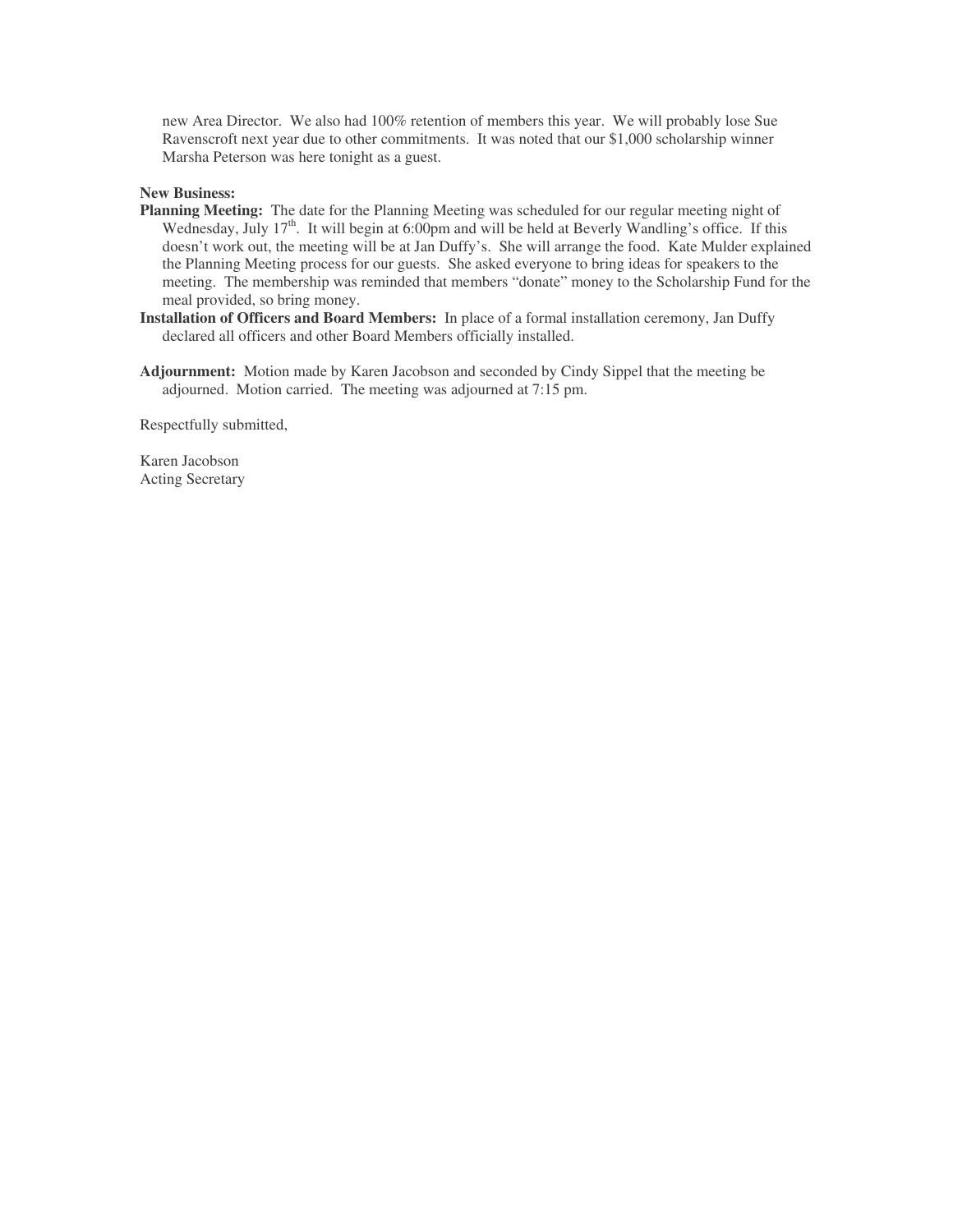new Area Director. We also had 100% retention of members this year. We will probably lose Sue Ravenscroft next year due to other commitments. It was noted that our $1,000 scholarship winner Marsha Peterson was here tonight as a guest.

**New Business:**

**Planning Meeting:** The date for the Planning Meeting was scheduled for our regular meeting night of Wednesday, July 17th. It will begin at 6:00pm and will be held at Beverly Wandling's office. If this doesn't work out, the meeting will be at Jan Duffy's. She will arrange the food. Kate Mulder explained the Planning Meeting process for our guests. She asked everyone to bring ideas for speakers to the meeting. The membership was reminded that members "donate" money to the Scholarship Fund for the meal provided, so bring money.

**Installation of Officers and Board Members:** In place of a formal installation ceremony, Jan Duffy declared all officers and other Board Members officially installed.

**Adjournment:** Motion made by Karen Jacobson and seconded by Cindy Sippel that the meeting be adjourned. Motion carried. The meeting was adjourned at 7:15 pm.

Respectfully submitted,

Karen Jacobson
Acting Secretary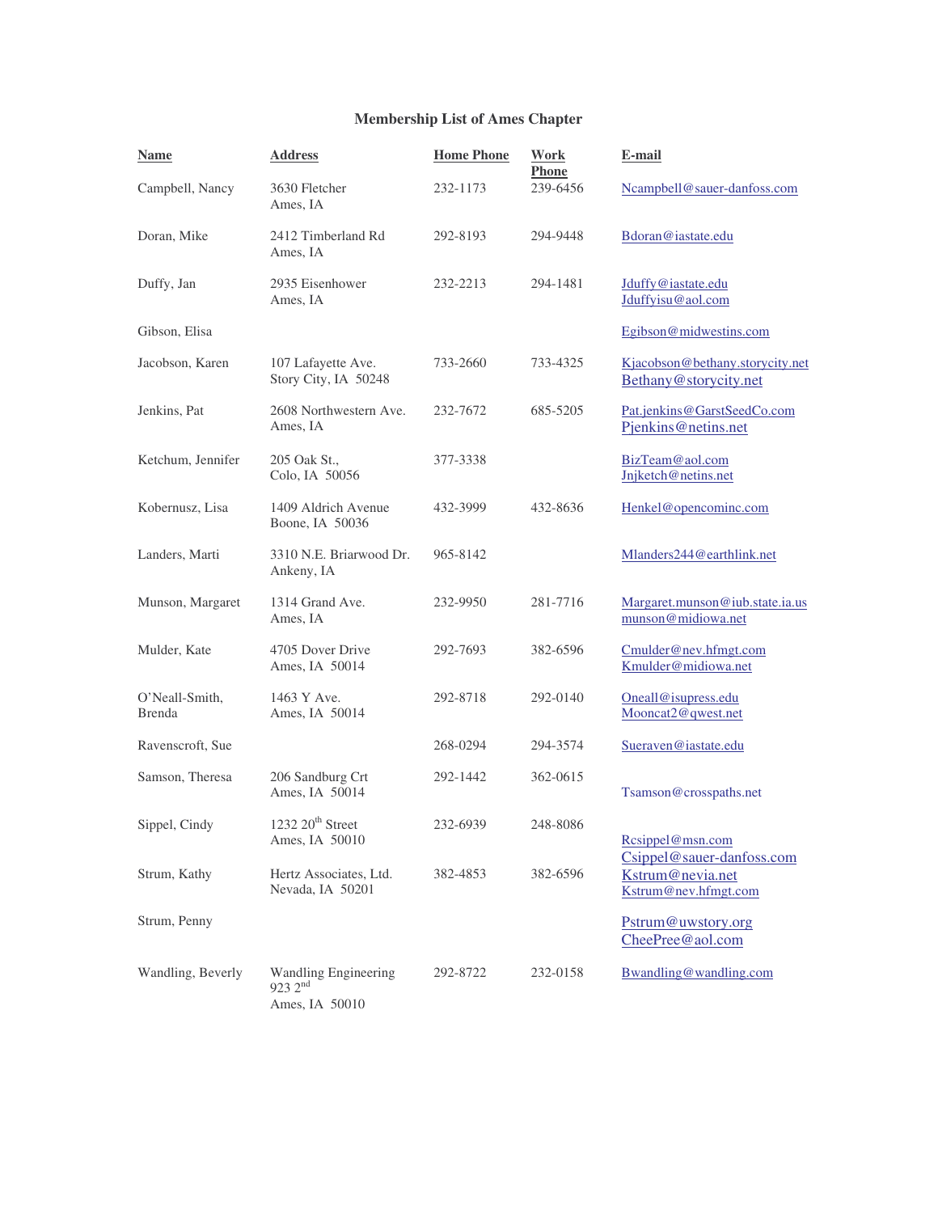# Membership List of Ames Chapter

| Name | Address | Home Phone | Work Phone | E-mail |
|---|---|---|---|---|
| Campbell, Nancy | 3630 Fletcher<br>Ames, IA | 232-1173 | 239-6456 | Ncampbell@sauer-danfoss.com |
| Doran, Mike | 2412 Timberland Rd<br>Ames, IA | 292-8193 | 294-9448 | Bdoran@iastate.edu |
| Duffy, Jan | 2935 Eisenhower<br>Ames, IA | 232-2213 | 294-1481 | Jduffy@iastate.edu<br>Jduffyisu@aol.com |
| Gibson, Elisa | | | | Egibson@midwestins.com |
| Jacobson, Karen | 107 Lafayette Ave.<br>Story City, IA 50248 | 733-2660 | 733-4325 | Kjacobson@bethany.storycity.net<br>Bethany@storycity.net |
| Jenkins, Pat | 2608 Northwestern Ave.<br>Ames, IA | 232-7672 | 685-5205 | Pat.jenkins@GarstSeedCo.com<br>Pjenkins@netins.net |
| Ketchum, Jennifer | 205 Oak St.,<br>Colo, IA 50056 | 377-3338 | | BizTeam@aol.com<br>Jnjketch@netins.net |
| Kobernusz, Lisa | 1409 Aldrich Avenue<br>Boone, IA 50036 | 432-3999 | 432-8636 | Henkel@opencominc.com |
| Landers, Marti | 3310 N.E. Briarwood Dr.<br>Ankeny, IA | 965-8142 | | Mlanders244@earthlink.net |
| Munson, Margaret | 1314 Grand Ave.<br>Ames, IA | 232-9950 | 281-7716 | Margaret.munson@iub.state.ia.us<br>munson@midiowa.net |
| Mulder, Kate | 4705 Dover Drive<br>Ames, IA 50014 | 292-7693 | 382-6596 | Cmulder@nev.hfmgt.com<br>Kmulder@midiowa.net |
| O'Neall-Smith, Brenda | 1463 Y Ave.<br>Ames, IA 50014 | 292-8718 | 292-0140 | Oneall@isupress.edu<br>Mooncat2@qwest.net |
| Ravenscroft, Sue | | 268-0294 | 294-3574 | Sueraven@iastate.edu |
| Samson, Theresa | 206 Sandburg Crt<br>Ames, IA 50014 | 292-1442 | 362-0615 | Tsamson@crosspaths.net |
| Sippel, Cindy | 1232 20th Street<br>Ames, IA 50010 | 232-6939 | 248-8086 | Rcsippel@msn.com<br>Csippel@sauer-danfoss.com |
| Strum, Kathy | Hertz Associates, Ltd.<br>Nevada, IA 50201 | 382-4853 | 382-6596 | Kstrum@nevia.net<br>Kstrum@nev.hfmgt.com |
| Strum, Penny | | | | Pstrum@uwstory.org<br>CheePree@aol.com |
| Wandling, Beverly | Wandling Engineering<br>923 2nd<br>Ames, IA 50010 | 292-8722 | 232-0158 | Bwandling@wandling.com |